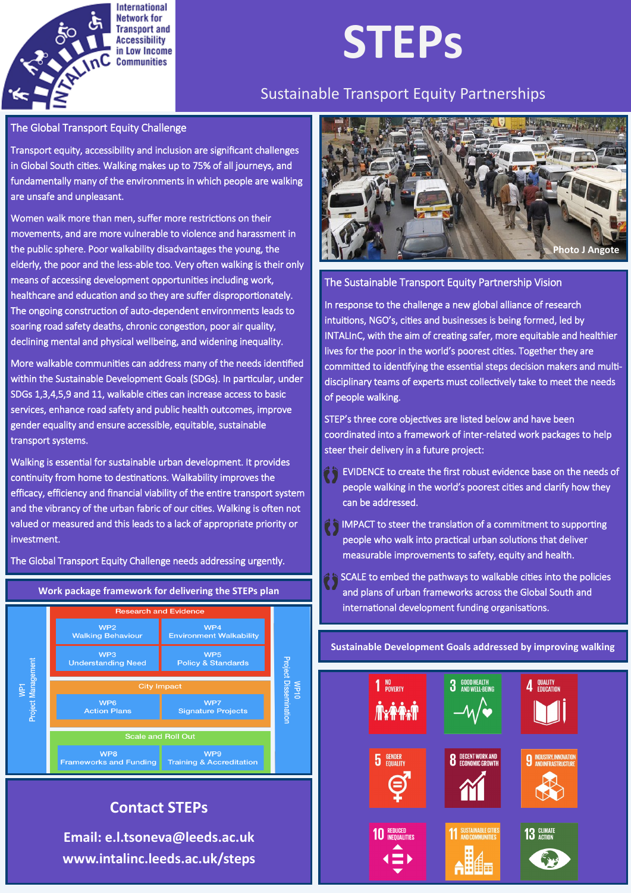International Network for Transport and Accessibility in Low Income Communities

INTALInC

# STEPs

## Sustainable Transport Equity Partnerships

### The Global Transport Equity Challenge

Transport equity, accessibility and inclusion are significant challenges in Global South cities. Walking makes up to 75% of all journeys, and fundamentally many of the environments in which people are walking are unsafe and unpleasant.

Women walk more than men, suffer more restrictions on their movements, and are more vulnerable to violence and harassment in the public sphere. Poor walkability disadvantages the young, the elderly, the poor and the less-able too. Very often walking is their only means of accessing development opportunities including work, healthcare and education and so they are suffer disproportionately. The ongoing construction of auto-dependent environments leads to soaring road safety deaths, chronic congestion, poor air quality, declining mental and physical wellbeing, and widening inequality.

More walkable communities can address many of the needs identified within the Sustainable Development Goals (SDGs). In particular, under SDGs 1,3,4,5,9 and 11, walkable cities can increase access to basic services, enhance road safety and public health outcomes, improve gender equality and ensure accessible, equitable, sustainable transport systems.

Walking is essential for sustainable urban development. It provides continuity from home to destinations. Walkability improves the efficacy, efficiency and financial viability of the entire transport system and the vibrancy of the urban fabric of our cities. Walking is often not valued or measured and this leads to a lack of appropriate priority or investment.

The Global Transport Equity Challenge needs addressing urgently.

Photo J Angote

### The Sustainable Transport Equity Partnership Vision

In response to the challenge a new global alliance of research intuitions, NGO's, cities and businesses is being formed, led by INTALInC, with the aim of creating safer, more equitable and healthier lives for the poor in the world's poorest cities. Together they are committed to identifying the essential steps decision makers and multi-disciplinary teams of experts must collectively take to meet the needs of people walking.

STEP's three core objectives are listed below and have been coordinated into a framework of inter-related work packages to help steer their delivery in a future project:

- EVIDENCE to create the first robust evidence base on the needs of people walking in the world's poorest cities and clarify how they can be addressed.
- IMPACT to steer the translation of a commitment to supporting people who walk into practical urban solutions that deliver measurable improvements to safety, equity and health.
- SCALE to embed the pathways to walkable cities into the policies and plans of urban frameworks across the Global South and international development funding organisations.

### Work package framework for delivering the STEPs plan

WP1 Project Management

Research and Evidence
- WP2 Walking Behaviour
- WP4 Environment Walkability
- WP3 Understanding Need
- WP5 Policy & Standards

City Impact
- WP6 Action Plans
- WP7 Signature Projects

Scale and Roll Out
- WP8 Frameworks and Funding
- WP9 Training & Accreditation

WP10 Project Dissemination

### Sustainable Development Goals addressed by improving walking

1 NO POVERTY
3 GOOD HEALTH AND WELL-BEING
4 QUALITY EDUCATION
5 GENDER EQUALITY
8 DECENT WORK AND ECONOMIC GROWTH
9 INDUSTRY, INNOVATION AND INFRASTRUCTURE
10 REDUCED INEQUALITIES
11 SUSTAINABLE CITIES AND COMMUNITIES
13 CLIMATE ACTION

### Contact STEPs

**Email: e.l.tsoneva@leeds.ac.uk**

**www.intalinc.leeds.ac.uk/steps**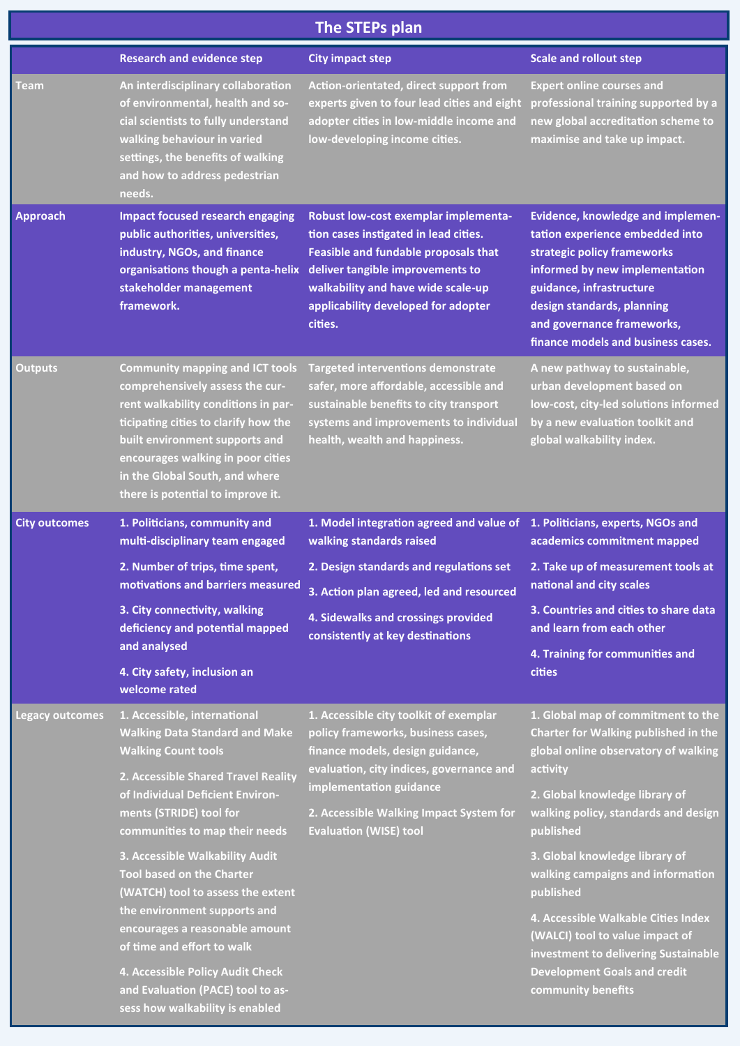# The STEPs plan

| | Research and evidence step | City impact step | Scale and rollout step |
|---|---|---|---|
| **Team** | An interdisciplinary collaboration of environmental, health and social scientists to fully understand walking behaviour in varied settings, the benefits of walking and how to address pedestrian needs. | Action-orientated, direct support from experts given to four lead cities and eight adopter cities in low-middle income and low-developing income cities. | Expert online courses and professional training supported by a new global accreditation scheme to maximise and take up impact. |
| **Approach** | Impact focused research engaging public authorities, universities, industry, NGOs, and finance organisations though a penta-helix stakeholder management framework. | Robust low-cost exemplar implementation cases instigated in lead cities. Feasible and fundable proposals that deliver tangible improvements to walkability and have wide scale-up applicability developed for adopter cities. | Evidence, knowledge and implementation experience embedded into strategic policy frameworks informed by new implementation guidance, infrastructure design standards, planning and governance frameworks, finance models and business cases. |
| **Outputs** | Community mapping and ICT tools comprehensively assess the current walkability conditions in participating cities to clarify how the built environment supports and encourages walking in poor cities in the Global South, and where there is potential to improve it. | Targeted interventions demonstrate safer, more affordable, accessible and sustainable benefits to city transport systems and improvements to individual health, wealth and happiness. | A new pathway to sustainable, urban development based on low-cost, city-led solutions informed by a new evaluation toolkit and global walkability index. |
| **City outcomes** | 1. Politicians, community and multi-disciplinary team engaged<br>2. Number of trips, time spent, motivations and barriers measured<br>3. City connectivity, walking deficiency and potential mapped and analysed<br>4. City safety, inclusion an welcome rated | 1. Model integration agreed and value of walking standards raised<br>2. Design standards and regulations set<br>3. Action plan agreed, led and resourced<br>4. Sidewalks and crossings provided consistently at key destinations | 1. Politicians, experts, NGOs and academics commitment mapped<br>2. Take up of measurement tools at national and city scales<br>3. Countries and cities to share data and learn from each other<br>4. Training for communities and cities |
| **Legacy outcomes** | 1. Accessible, international Walking Data Standard and Make Walking Count tools<br>2. Accessible Shared Travel Reality of Individual Deficient Environments (STRIDE) tool for communities to map their needs<br>3. Accessible Walkability Audit Tool based on the Charter (WATCH) tool to assess the extent the environment supports and encourages a reasonable amount of time and effort to walk<br>4. Accessible Policy Audit Check and Evaluation (PACE) tool to assess how walkability is enabled | 1. Accessible city toolkit of exemplar policy frameworks, business cases, finance models, design guidance, evaluation, city indices, governance and implementation guidance<br>2. Accessible Walking Impact System for Evaluation (WISE) tool | 1. Global map of commitment to the Charter for Walking published in the global online observatory of walking activity<br>2. Global knowledge library of walking policy, standards and design published<br>3. Global knowledge library of walking campaigns and information published<br>4. Accessible Walkable Cities Index (WALCI) tool to value impact of investment to delivering Sustainable Development Goals and credit community benefits |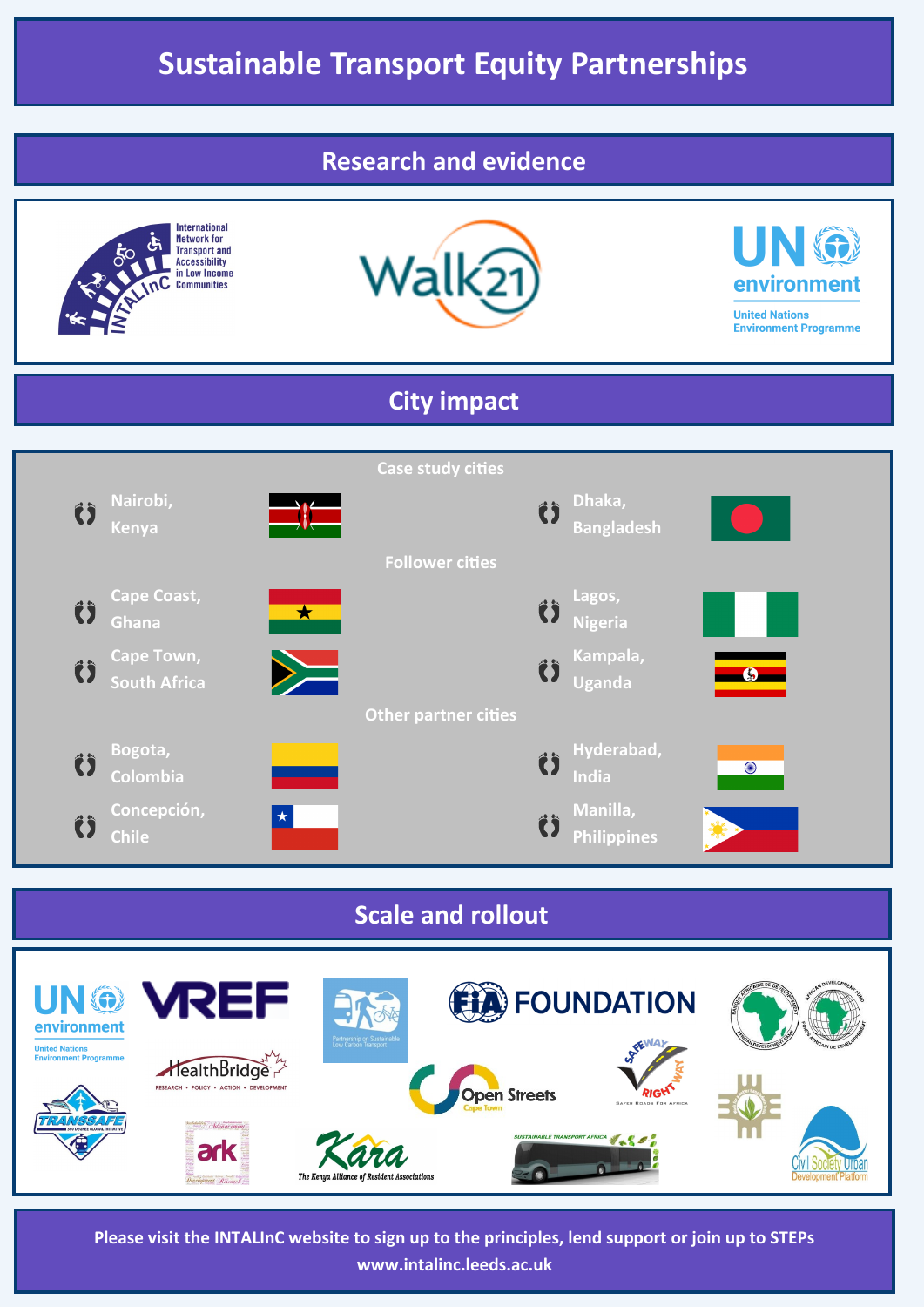# Sustainable Transport Equity Partnerships

## Research and evidence

International Network for Transport and Accessibility in Low Income Communities

INTALInC

Walk21

UN environment

United Nations Environment Programme

## City impact

### Case study cities

- Nairobi, Kenya
- Dhaka, Bangladesh

### Follower cities

- Cape Coast, Ghana
- Lagos, Nigeria
- Cape Town, South Africa
- Kampala, Uganda

### Other partner cities

- Bogota, Colombia
- Hyderabad, India
- Concepción, Chile
- Manilla, Philippines

## Scale and rollout

UN environment

United Nations Environment Programme

VREF

Partnership on Sustainable Low Carbon Transport

FIA FOUNDATION

HealthBridge

RESEARCH • POLICY • ACTION • DEVELOPMENT

Open Streets

Cape Town

SAFEWAY RIGHTWAY

SAFER ROADS FOR AFRICA

TRANSSAFE

ark

Kara

The Kenya Alliance of Resident Associations

SUSTAINABLE TRANSPORT AFRICA

Civil Society Urban Development Platform

**Please visit the INTALInC website to sign up to the principles, lend support or join up to STEPs**

**www.intalinc.leeds.ac.uk**